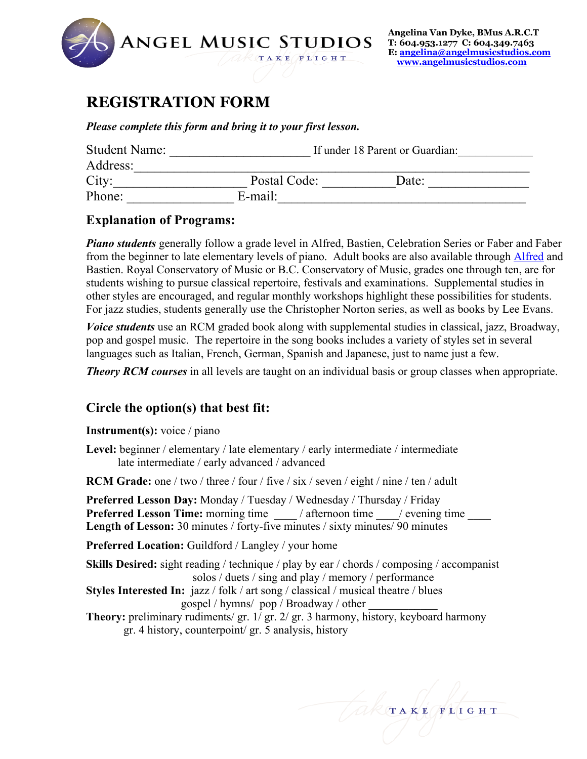# ANGEL MUSIC STUDIOS

TAKE FLIGHT

**Angelina Van Dyke, BMus A.R.C.T**
**T: 604.953.1277 C: 604.349.7463**
**E: angelina@angelmusicstudios.com**
**www.angelmusicstudios.com**

## REGISTRATION FORM

***Please complete this form and bring it to your first lesson.***

Student Name: ______________________ If under 18 Parent or Guardian:____________
Address:_____________________________________________________________
City:____________________ Postal Code: ___________Date: _______________
Phone: ________________ E-mail:_____________________________________

### Explanation of Programs:

***Piano students*** generally follow a grade level in Alfred, Bastien, Celebration Series or Faber and Faber from the beginner to late elementary levels of piano. Adult books are also available through Alfred and Bastien. Royal Conservatory of Music or B.C. Conservatory of Music, grades one through ten, are for students wishing to pursue classical repertoire, festivals and examinations. Supplemental studies in other styles are encouraged, and regular monthly workshops highlight these possibilities for students. For jazz studies, students generally use the Christopher Norton series, as well as books by Lee Evans.

***Voice students*** use an RCM graded book along with supplemental studies in classical, jazz, Broadway, pop and gospel music. The repertoire in the song books includes a variety of styles set in several languages such as Italian, French, German, Spanish and Japanese, just to name just a few.

***Theory RCM courses*** in all levels are taught on an individual basis or group classes when appropriate.

### Circle the option(s) that best fit:

**Instrument(s):** voice / piano

**Level:** beginner / elementary / late elementary / early intermediate / intermediate
late intermediate / early advanced / advanced

**RCM Grade:** one / two / three / four / five / six / seven / eight / nine / ten / adult

**Preferred Lesson Day:** Monday / Tuesday / Wednesday / Thursday / Friday
**Preferred Lesson Time:** morning time ____ / afternoon time ____/ evening time ____
**Length of Lesson:** 30 minutes / forty-five minutes / sixty minutes/ 90 minutes

**Preferred Location:** Guildford / Langley / your home

**Skills Desired:** sight reading / technique / play by ear / chords / composing / accompanist
solos / duets / sing and play / memory / performance
**Styles Interested In:** jazz / folk / art song / classical / musical theatre / blues
gospel / hymns/ pop / Broadway / other ____________
**Theory:** preliminary rudiments/ gr. 1/ gr. 2/ gr. 3 harmony, history, keyboard harmony
gr. 4 history, counterpoint/ gr. 5 analysis, history

TAKE FLIGHT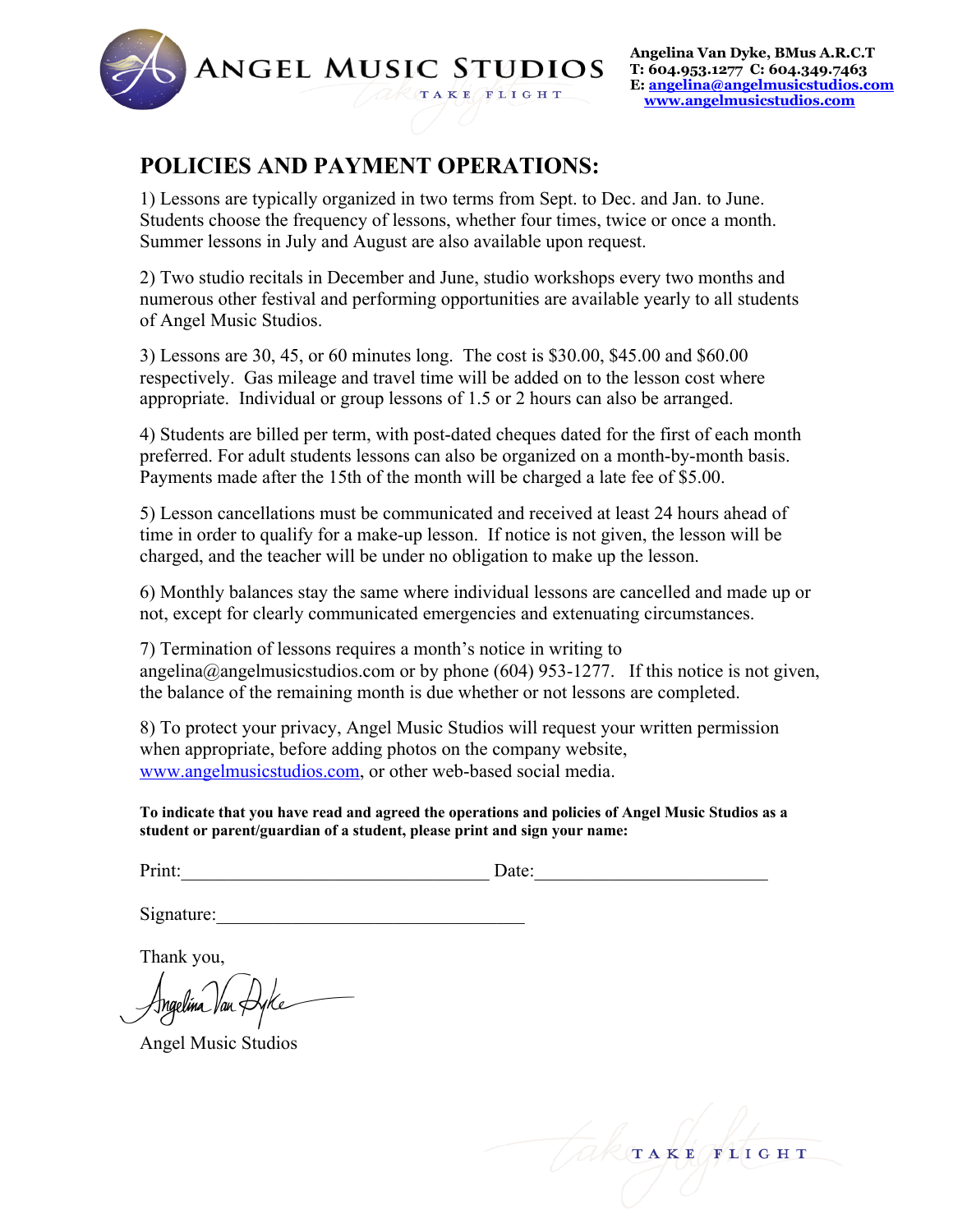ANGEL MUSIC STUDIOS

TAKE FLIGHT

**Angelina Van Dyke, BMus A.R.C.T**
**T: 604.953.1277 C: 604.349.7463**
**E: angelina@angelmusicstudios.com**
**www.angelmusicstudios.com**

## POLICIES AND PAYMENT OPERATIONS:

1) Lessons are typically organized in two terms from Sept. to Dec. and Jan. to June. Students choose the frequency of lessons, whether four times, twice or once a month. Summer lessons in July and August are also available upon request.

2) Two studio recitals in December and June, studio workshops every two months and numerous other festival and performing opportunities are available yearly to all students of Angel Music Studios.

3) Lessons are 30, 45, or 60 minutes long. The cost is $30.00, $45.00 and $60.00 respectively. Gas mileage and travel time will be added on to the lesson cost where appropriate. Individual or group lessons of 1.5 or 2 hours can also be arranged.

4) Students are billed per term, with post-dated cheques dated for the first of each month preferred. For adult students lessons can also be organized on a month-by-month basis. Payments made after the 15th of the month will be charged a late fee of $5.00.

5) Lesson cancellations must be communicated and received at least 24 hours ahead of time in order to qualify for a make-up lesson. If notice is not given, the lesson will be charged, and the teacher will be under no obligation to make up the lesson.

6) Monthly balances stay the same where individual lessons are cancelled and made up or not, except for clearly communicated emergencies and extenuating circumstances.

7) Termination of lessons requires a month's notice in writing to angelina@angelmusicstudios.com or by phone (604) 953-1277. If this notice is not given, the balance of the remaining month is due whether or not lessons are completed.

8) To protect your privacy, Angel Music Studios will request your written permission when appropriate, before adding photos on the company website, www.angelmusicstudios.com, or other web-based social media.

**To indicate that you have read and agreed the operations and policies of Angel Music Studios as a student or parent/guardian of a student, please print and sign your name:**

Print:________________________________ Date:________________________

Signature:________________________________

Thank you,

Angelina Van Dyke

Angel Music Studios

TAKE FLIGHT